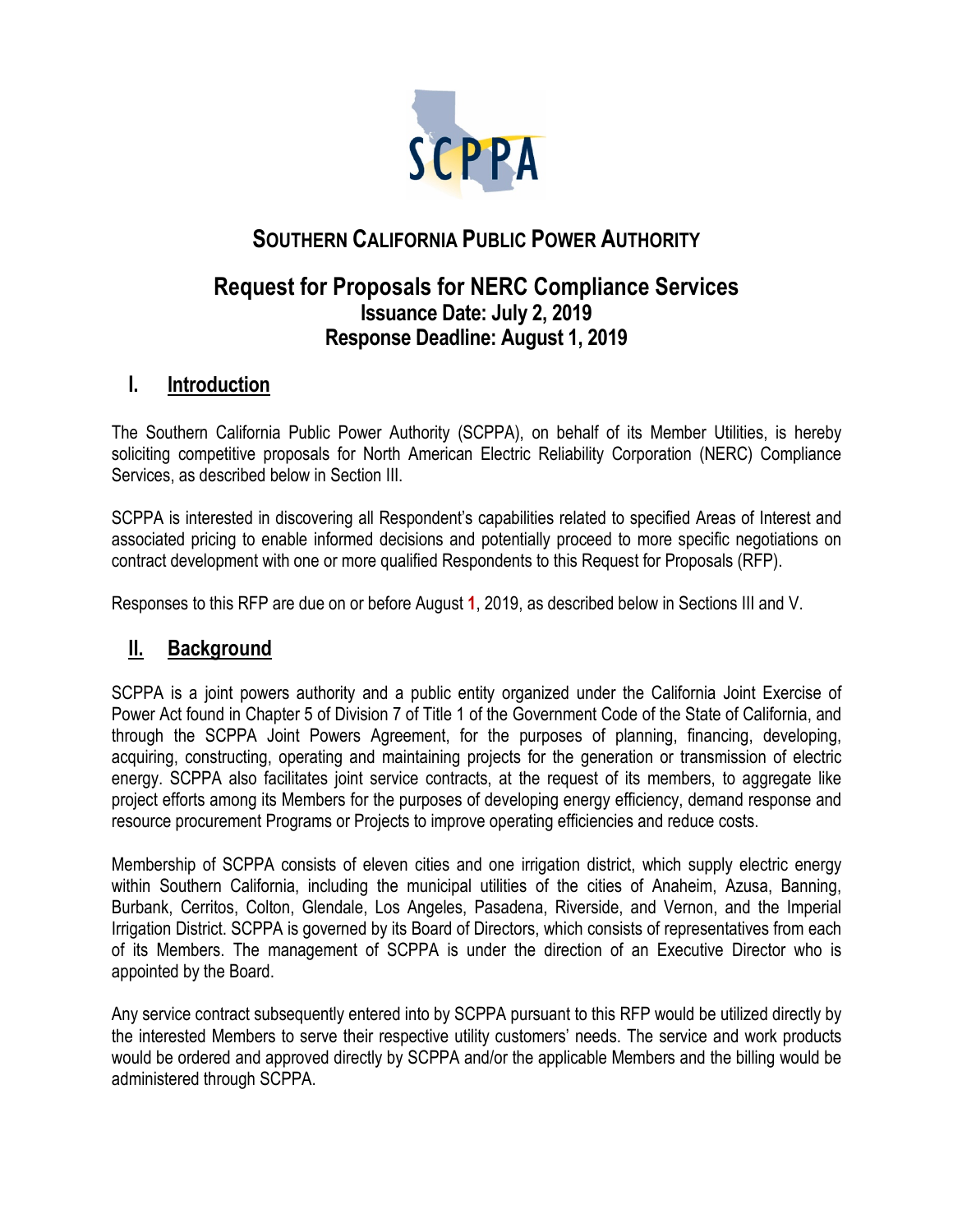# SOUTHERN CALIFORNIA PUBLIC POWER AUTHORITY

## Request for Proposals for NERC Compliance Services
### Issuance Date: July 2, 2019
### Response Deadline: August 1, 2019

## I. Introduction

The Southern California Public Power Authority (SCPPA), on behalf of its Member Utilities, is hereby soliciting competitive proposals for North American Electric Reliability Corporation (NERC) Compliance Services, as described below in Section III.

SCPPA is interested in discovering all Respondent's capabilities related to specified Areas of Interest and associated pricing to enable informed decisions and potentially proceed to more specific negotiations on contract development with one or more qualified Respondents to this Request for Proposals (RFP).

Responses to this RFP are due on or before August 1, 2019, as described below in Sections III and V.

## II. Background

SCPPA is a joint powers authority and a public entity organized under the California Joint Exercise of Power Act found in Chapter 5 of Division 7 of Title 1 of the Government Code of the State of California, and through the SCPPA Joint Powers Agreement, for the purposes of planning, financing, developing, acquiring, constructing, operating and maintaining projects for the generation or transmission of electric energy. SCPPA also facilitates joint service contracts, at the request of its members, to aggregate like project efforts among its Members for the purposes of developing energy efficiency, demand response and resource procurement Programs or Projects to improve operating efficiencies and reduce costs.

Membership of SCPPA consists of eleven cities and one irrigation district, which supply electric energy within Southern California, including the municipal utilities of the cities of Anaheim, Azusa, Banning, Burbank, Cerritos, Colton, Glendale, Los Angeles, Pasadena, Riverside, and Vernon, and the Imperial Irrigation District. SCPPA is governed by its Board of Directors, which consists of representatives from each of its Members. The management of SCPPA is under the direction of an Executive Director who is appointed by the Board.

Any service contract subsequently entered into by SCPPA pursuant to this RFP would be utilized directly by the interested Members to serve their respective utility customers' needs. The service and work products would be ordered and approved directly by SCPPA and/or the applicable Members and the billing would be administered through SCPPA.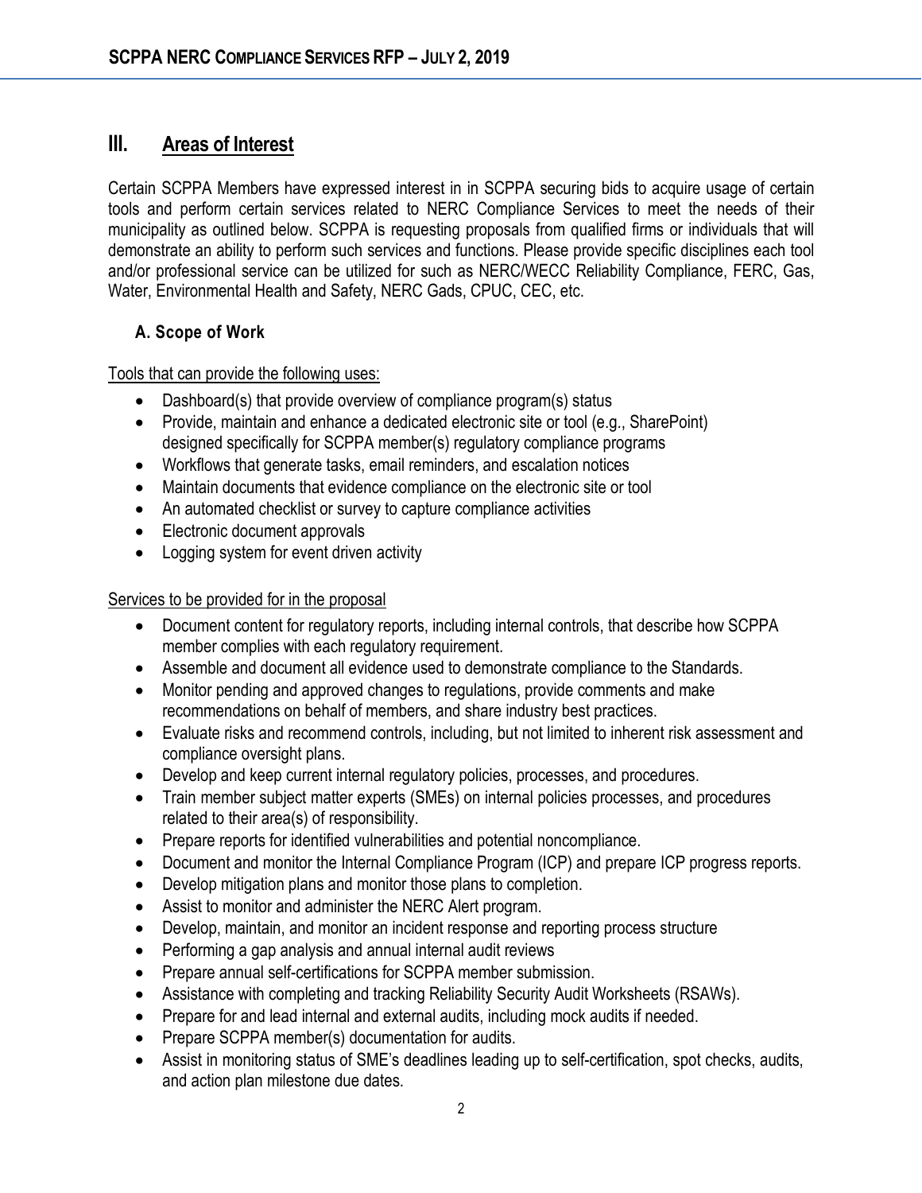## III. Areas of Interest

Certain SCPPA Members have expressed interest in in SCPPA securing bids to acquire usage of certain tools and perform certain services related to NERC Compliance Services to meet the needs of their municipality as outlined below. SCPPA is requesting proposals from qualified firms or individuals that will demonstrate an ability to perform such services and functions. Please provide specific disciplines each tool and/or professional service can be utilized for such as NERC/WECC Reliability Compliance, FERC, Gas, Water, Environmental Health and Safety, NERC Gads, CPUC, CEC, etc.

### A. Scope of Work

Tools that can provide the following uses:

- Dashboard(s) that provide overview of compliance program(s) status
- Provide, maintain and enhance a dedicated electronic site or tool (e.g., SharePoint) designed specifically for SCPPA member(s) regulatory compliance programs
- Workflows that generate tasks, email reminders, and escalation notices
- Maintain documents that evidence compliance on the electronic site or tool
- An automated checklist or survey to capture compliance activities
- Electronic document approvals
- Logging system for event driven activity

Services to be provided for in the proposal

- Document content for regulatory reports, including internal controls, that describe how SCPPA member complies with each regulatory requirement.
- Assemble and document all evidence used to demonstrate compliance to the Standards.
- Monitor pending and approved changes to regulations, provide comments and make recommendations on behalf of members, and share industry best practices.
- Evaluate risks and recommend controls, including, but not limited to inherent risk assessment and compliance oversight plans.
- Develop and keep current internal regulatory policies, processes, and procedures.
- Train member subject matter experts (SMEs) on internal policies processes, and procedures related to their area(s) of responsibility.
- Prepare reports for identified vulnerabilities and potential noncompliance.
- Document and monitor the Internal Compliance Program (ICP) and prepare ICP progress reports.
- Develop mitigation plans and monitor those plans to completion.
- Assist to monitor and administer the NERC Alert program.
- Develop, maintain, and monitor an incident response and reporting process structure
- Performing a gap analysis and annual internal audit reviews
- Prepare annual self-certifications for SCPPA member submission.
- Assistance with completing and tracking Reliability Security Audit Worksheets (RSAWs).
- Prepare for and lead internal and external audits, including mock audits if needed.
- Prepare SCPPA member(s) documentation for audits.
- Assist in monitoring status of SME's deadlines leading up to self-certification, spot checks, audits, and action plan milestone due dates.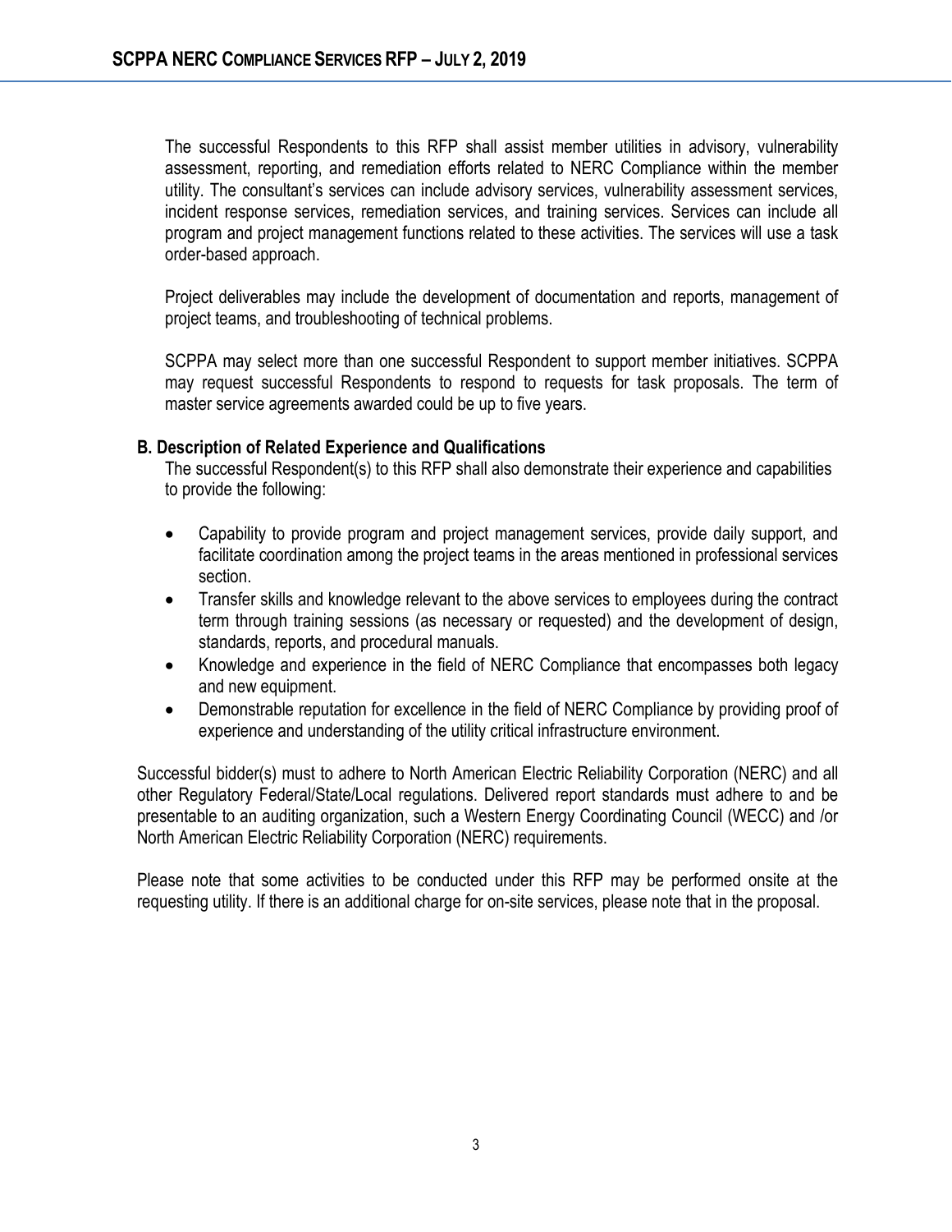The successful Respondents to this RFP shall assist member utilities in advisory, vulnerability assessment, reporting, and remediation efforts related to NERC Compliance within the member utility. The consultant's services can include advisory services, vulnerability assessment services, incident response services, remediation services, and training services. Services can include all program and project management functions related to these activities. The services will use a task order-based approach.

Project deliverables may include the development of documentation and reports, management of project teams, and troubleshooting of technical problems.

SCPPA may select more than one successful Respondent to support member initiatives. SCPPA may request successful Respondents to respond to requests for task proposals. The term of master service agreements awarded could be up to five years.

### B. Description of Related Experience and Qualifications

The successful Respondent(s) to this RFP shall also demonstrate their experience and capabilities to provide the following:

- Capability to provide program and project management services, provide daily support, and facilitate coordination among the project teams in the areas mentioned in professional services section.
- Transfer skills and knowledge relevant to the above services to employees during the contract term through training sessions (as necessary or requested) and the development of design, standards, reports, and procedural manuals.
- Knowledge and experience in the field of NERC Compliance that encompasses both legacy and new equipment.
- Demonstrable reputation for excellence in the field of NERC Compliance by providing proof of experience and understanding of the utility critical infrastructure environment.

Successful bidder(s) must to adhere to North American Electric Reliability Corporation (NERC) and all other Regulatory Federal/State/Local regulations. Delivered report standards must adhere to and be presentable to an auditing organization, such a Western Energy Coordinating Council (WECC) and /or North American Electric Reliability Corporation (NERC) requirements.

Please note that some activities to be conducted under this RFP may be performed onsite at the requesting utility. If there is an additional charge for on-site services, please note that in the proposal.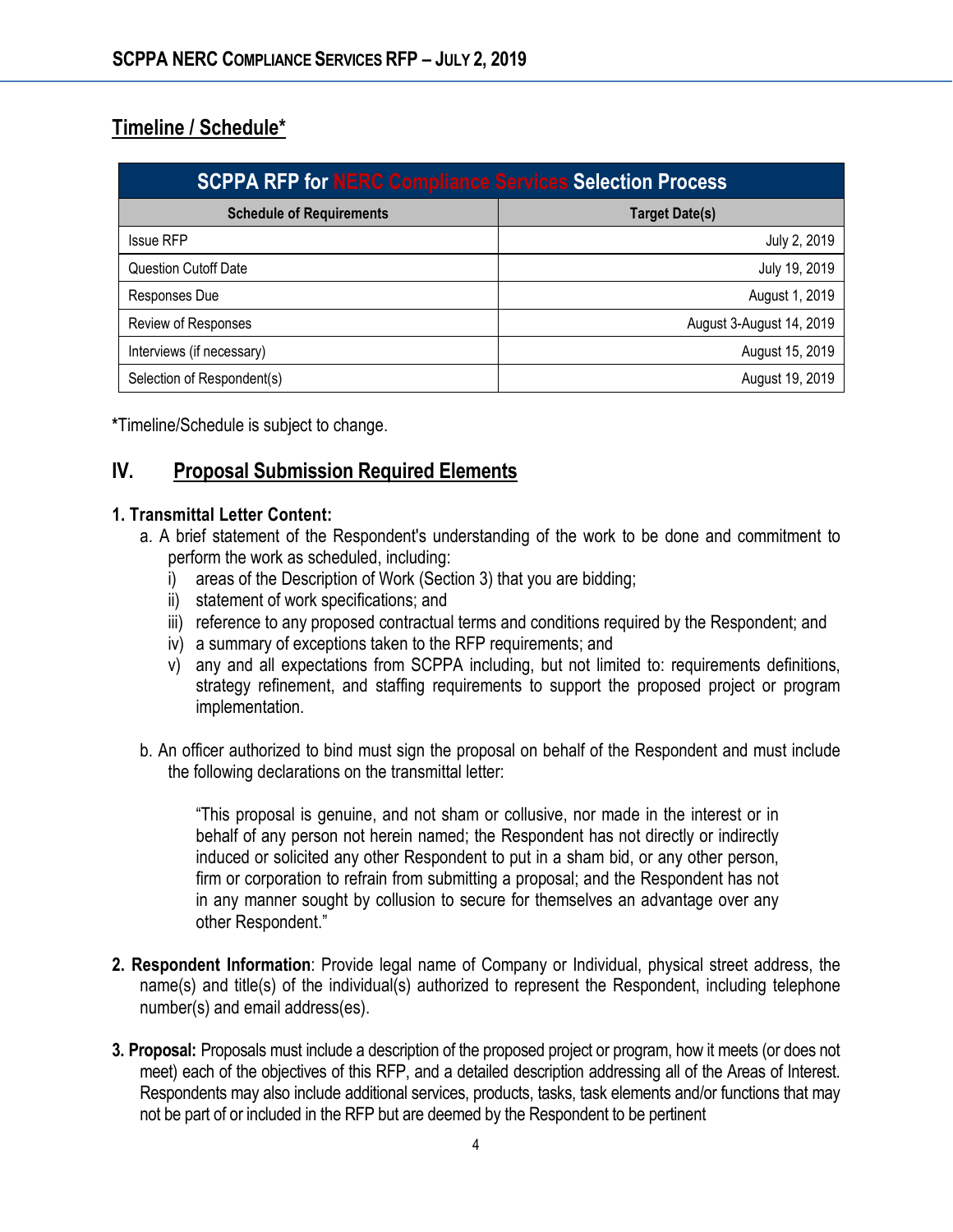## Timeline / Schedule*

| SCPPA RFP for NERC Compliance Services Selection Process | |
|---|---|
| **Schedule of Requirements** | **Target Date(s)** |
| Issue RFP | July 2, 2019 |
| Question Cutoff Date | July 19, 2019 |
| Responses Due | August 1, 2019 |
| Review of Responses | August 3-August 14, 2019 |
| Interviews (if necessary) | August 15, 2019 |
| Selection of Respondent(s) | August 19, 2019 |

**\***Timeline/Schedule is subject to change.

## IV. Proposal Submission Required Elements

**1. Transmittal Letter Content:**

a. A brief statement of the Respondent's understanding of the work to be done and commitment to perform the work as scheduled, including:
   i) areas of the Description of Work (Section 3) that you are bidding;
   ii) statement of work specifications; and
   iii) reference to any proposed contractual terms and conditions required by the Respondent; and
   iv) a summary of exceptions taken to the RFP requirements; and
   v) any and all expectations from SCPPA including, but not limited to: requirements definitions, strategy refinement, and staffing requirements to support the proposed project or program implementation.

b. An officer authorized to bind must sign the proposal on behalf of the Respondent and must include the following declarations on the transmittal letter:

> "This proposal is genuine, and not sham or collusive, nor made in the interest or in behalf of any person not herein named; the Respondent has not directly or indirectly induced or solicited any other Respondent to put in a sham bid, or any other person, firm or corporation to refrain from submitting a proposal; and the Respondent has not in any manner sought by collusion to secure for themselves an advantage over any other Respondent."

**2. Respondent Information**: Provide legal name of Company or Individual, physical street address, the name(s) and title(s) of the individual(s) authorized to represent the Respondent, including telephone number(s) and email address(es).

**3. Proposal:** Proposals must include a description of the proposed project or program, how it meets (or does not meet) each of the objectives of this RFP, and a detailed description addressing all of the Areas of Interest. Respondents may also include additional services, products, tasks, task elements and/or functions that may not be part of or included in the RFP but are deemed by the Respondent to be pertinent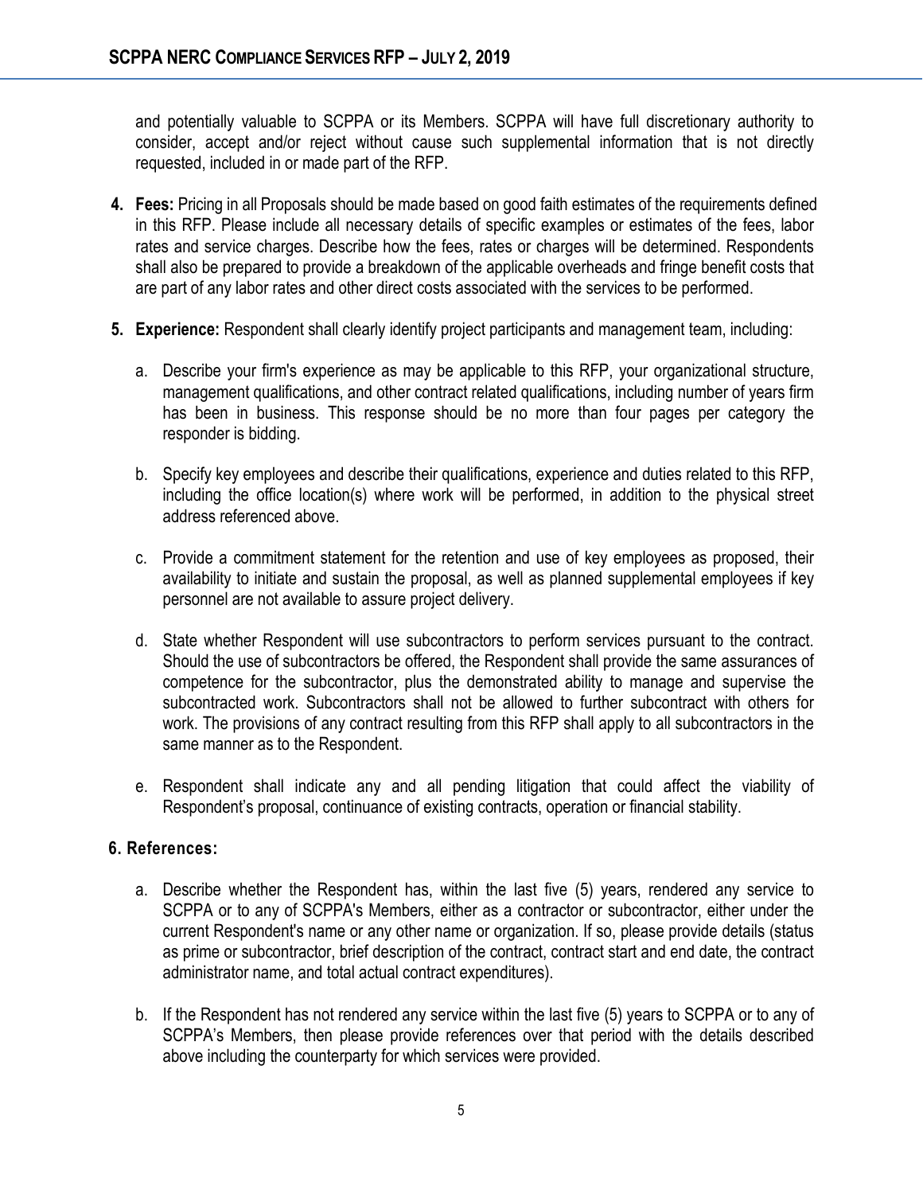and potentially valuable to SCPPA or its Members. SCPPA will have full discretionary authority to consider, accept and/or reject without cause such supplemental information that is not directly requested, included in or made part of the RFP.

4. **Fees:** Pricing in all Proposals should be made based on good faith estimates of the requirements defined in this RFP. Please include all necessary details of specific examples or estimates of the fees, labor rates and service charges. Describe how the fees, rates or charges will be determined. Respondents shall also be prepared to provide a breakdown of the applicable overheads and fringe benefit costs that are part of any labor rates and other direct costs associated with the services to be performed.

5. **Experience:** Respondent shall clearly identify project participants and management team, including:

   a. Describe your firm's experience as may be applicable to this RFP, your organizational structure, management qualifications, and other contract related qualifications, including number of years firm has been in business. This response should be no more than four pages per category the responder is bidding.

   b. Specify key employees and describe their qualifications, experience and duties related to this RFP, including the office location(s) where work will be performed, in addition to the physical street address referenced above.

   c. Provide a commitment statement for the retention and use of key employees as proposed, their availability to initiate and sustain the proposal, as well as planned supplemental employees if key personnel are not available to assure project delivery.

   d. State whether Respondent will use subcontractors to perform services pursuant to the contract. Should the use of subcontractors be offered, the Respondent shall provide the same assurances of competence for the subcontractor, plus the demonstrated ability to manage and supervise the subcontracted work. Subcontractors shall not be allowed to further subcontract with others for work. The provisions of any contract resulting from this RFP shall apply to all subcontractors in the same manner as to the Respondent.

   e. Respondent shall indicate any and all pending litigation that could affect the viability of Respondent's proposal, continuance of existing contracts, operation or financial stability.

**6. References:**

   a. Describe whether the Respondent has, within the last five (5) years, rendered any service to SCPPA or to any of SCPPA's Members, either as a contractor or subcontractor, either under the current Respondent's name or any other name or organization. If so, please provide details (status as prime or subcontractor, brief description of the contract, contract start and end date, the contract administrator name, and total actual contract expenditures).

   b. If the Respondent has not rendered any service within the last five (5) years to SCPPA or to any of SCPPA's Members, then please provide references over that period with the details described above including the counterparty for which services were provided.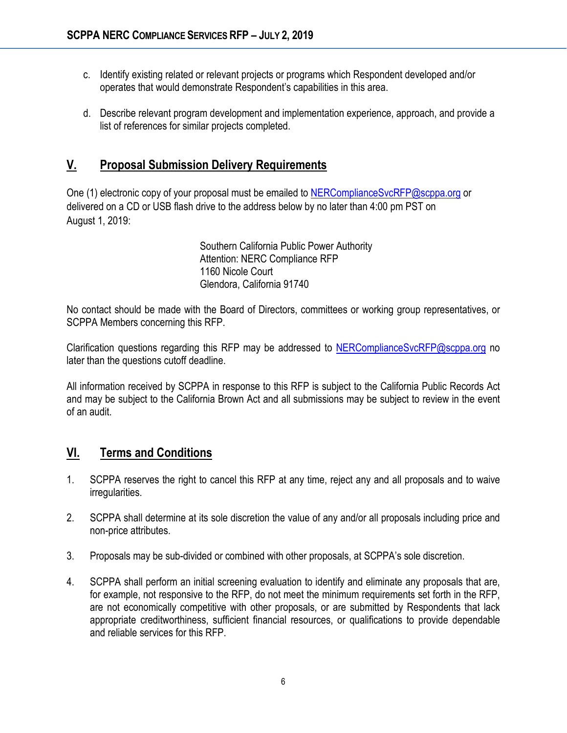c. Identify existing related or relevant projects or programs which Respondent developed and/or operates that would demonstrate Respondent's capabilities in this area.

d. Describe relevant program development and implementation experience, approach, and provide a list of references for similar projects completed.

## V. Proposal Submission Delivery Requirements

One (1) electronic copy of your proposal must be emailed to NERComplianceSvcRFP@scppa.org or delivered on a CD or USB flash drive to the address below by no later than 4:00 pm PST on August 1, 2019:

Southern California Public Power Authority
Attention: NERC Compliance RFP
1160 Nicole Court
Glendora, California 91740

No contact should be made with the Board of Directors, committees or working group representatives, or SCPPA Members concerning this RFP.

Clarification questions regarding this RFP may be addressed to NERComplianceSvcRFP@scppa.org no later than the questions cutoff deadline.

All information received by SCPPA in response to this RFP is subject to the California Public Records Act and may be subject to the California Brown Act and all submissions may be subject to review in the event of an audit.

## VI. Terms and Conditions

1. SCPPA reserves the right to cancel this RFP at any time, reject any and all proposals and to waive irregularities.

2. SCPPA shall determine at its sole discretion the value of any and/or all proposals including price and non-price attributes.

3. Proposals may be sub-divided or combined with other proposals, at SCPPA's sole discretion.

4. SCPPA shall perform an initial screening evaluation to identify and eliminate any proposals that are, for example, not responsive to the RFP, do not meet the minimum requirements set forth in the RFP, are not economically competitive with other proposals, or are submitted by Respondents that lack appropriate creditworthiness, sufficient financial resources, or qualifications to provide dependable and reliable services for this RFP.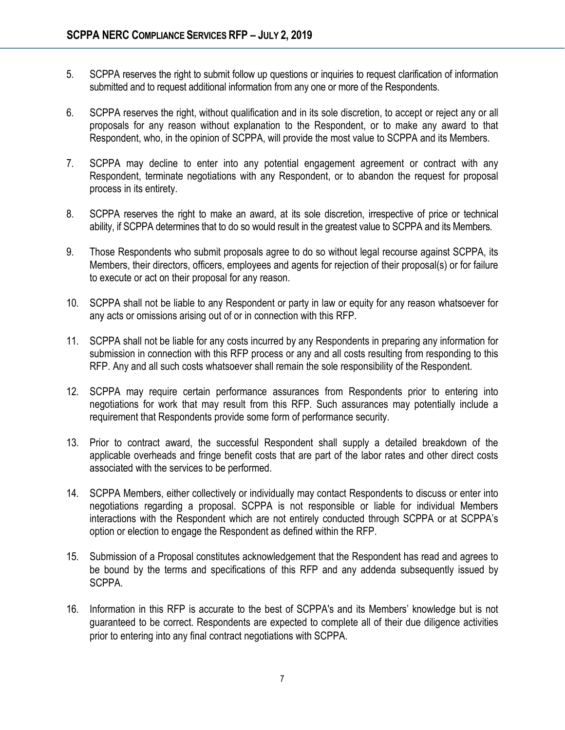5. SCPPA reserves the right to submit follow up questions or inquiries to request clarification of information submitted and to request additional information from any one or more of the Respondents.

6. SCPPA reserves the right, without qualification and in its sole discretion, to accept or reject any or all proposals for any reason without explanation to the Respondent, or to make any award to that Respondent, who, in the opinion of SCPPA, will provide the most value to SCPPA and its Members.

7. SCPPA may decline to enter into any potential engagement agreement or contract with any Respondent, terminate negotiations with any Respondent, or to abandon the request for proposal process in its entirety.

8. SCPPA reserves the right to make an award, at its sole discretion, irrespective of price or technical ability, if SCPPA determines that to do so would result in the greatest value to SCPPA and its Members.

9. Those Respondents who submit proposals agree to do so without legal recourse against SCPPA, its Members, their directors, officers, employees and agents for rejection of their proposal(s) or for failure to execute or act on their proposal for any reason.

10. SCPPA shall not be liable to any Respondent or party in law or equity for any reason whatsoever for any acts or omissions arising out of or in connection with this RFP.

11. SCPPA shall not be liable for any costs incurred by any Respondents in preparing any information for submission in connection with this RFP process or any and all costs resulting from responding to this RFP. Any and all such costs whatsoever shall remain the sole responsibility of the Respondent.

12. SCPPA may require certain performance assurances from Respondents prior to entering into negotiations for work that may result from this RFP. Such assurances may potentially include a requirement that Respondents provide some form of performance security.

13. Prior to contract award, the successful Respondent shall supply a detailed breakdown of the applicable overheads and fringe benefit costs that are part of the labor rates and other direct costs associated with the services to be performed.

14. SCPPA Members, either collectively or individually may contact Respondents to discuss or enter into negotiations regarding a proposal. SCPPA is not responsible or liable for individual Members interactions with the Respondent which are not entirely conducted through SCPPA or at SCPPA's option or election to engage the Respondent as defined within the RFP.

15. Submission of a Proposal constitutes acknowledgement that the Respondent has read and agrees to be bound by the terms and specifications of this RFP and any addenda subsequently issued by SCPPA.

16. Information in this RFP is accurate to the best of SCPPA's and its Members' knowledge but is not guaranteed to be correct. Respondents are expected to complete all of their due diligence activities prior to entering into any final contract negotiations with SCPPA.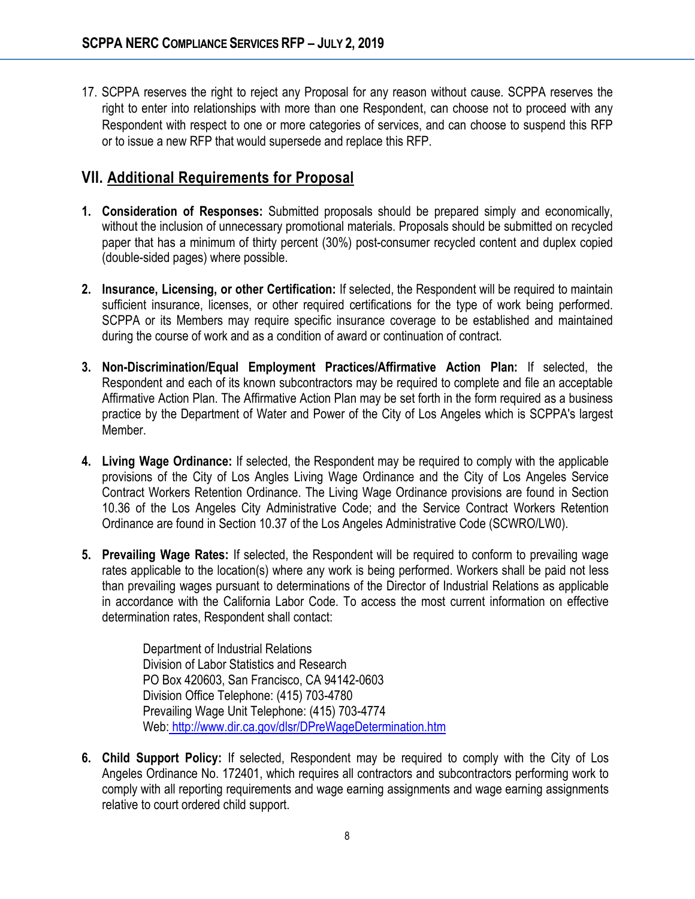17. SCPPA reserves the right to reject any Proposal for any reason without cause. SCPPA reserves the right to enter into relationships with more than one Respondent, can choose not to proceed with any Respondent with respect to one or more categories of services, and can choose to suspend this RFP or to issue a new RFP that would supersede and replace this RFP.

## VII. Additional Requirements for Proposal

1. **Consideration of Responses:** Submitted proposals should be prepared simply and economically, without the inclusion of unnecessary promotional materials. Proposals should be submitted on recycled paper that has a minimum of thirty percent (30%) post-consumer recycled content and duplex copied (double-sided pages) where possible.

2. **Insurance, Licensing, or other Certification:** If selected, the Respondent will be required to maintain sufficient insurance, licenses, or other required certifications for the type of work being performed. SCPPA or its Members may require specific insurance coverage to be established and maintained during the course of work and as a condition of award or continuation of contract.

3. **Non-Discrimination/Equal Employment Practices/Affirmative Action Plan:** If selected, the Respondent and each of its known subcontractors may be required to complete and file an acceptable Affirmative Action Plan. The Affirmative Action Plan may be set forth in the form required as a business practice by the Department of Water and Power of the City of Los Angeles which is SCPPA's largest Member.

4. **Living Wage Ordinance:** If selected, the Respondent may be required to comply with the applicable provisions of the City of Los Angles Living Wage Ordinance and the City of Los Angeles Service Contract Workers Retention Ordinance. The Living Wage Ordinance provisions are found in Section 10.36 of the Los Angeles City Administrative Code; and the Service Contract Workers Retention Ordinance are found in Section 10.37 of the Los Angeles Administrative Code (SCWRO/LW0).

5. **Prevailing Wage Rates:** If selected, the Respondent will be required to conform to prevailing wage rates applicable to the location(s) where any work is being performed. Workers shall be paid not less than prevailing wages pursuant to determinations of the Director of Industrial Relations as applicable in accordance with the California Labor Code. To access the most current information on effective determination rates, Respondent shall contact:

   Department of Industrial Relations
   Division of Labor Statistics and Research
   PO Box 420603, San Francisco, CA 94142-0603
   Division Office Telephone: (415) 703-4780
   Prevailing Wage Unit Telephone: (415) 703-4774
   Web: http://www.dir.ca.gov/dlsr/DPreWageDetermination.htm

6. **Child Support Policy:** If selected, Respondent may be required to comply with the City of Los Angeles Ordinance No. 172401, which requires all contractors and subcontractors performing work to comply with all reporting requirements and wage earning assignments and wage earning assignments relative to court ordered child support.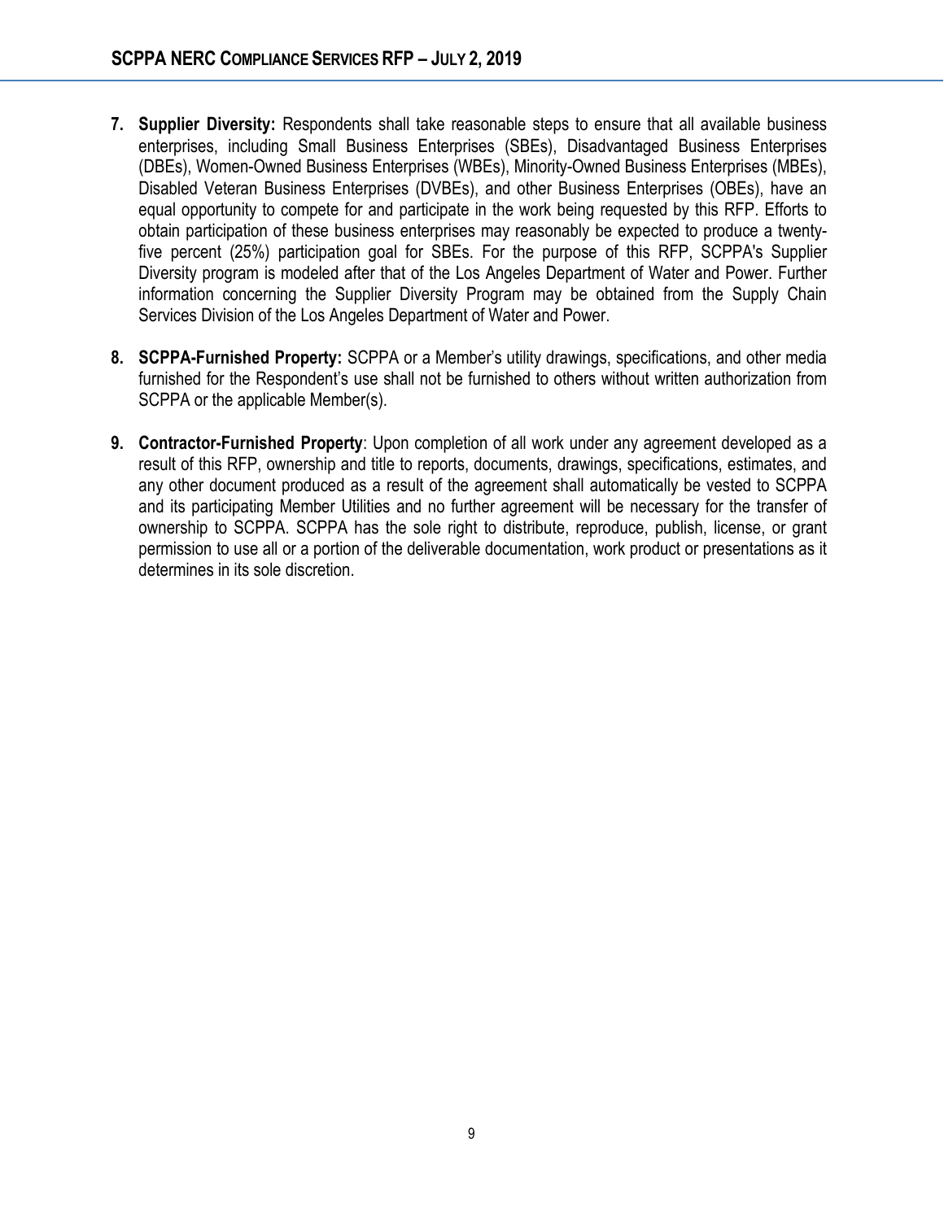7. **Supplier Diversity:** Respondents shall take reasonable steps to ensure that all available business enterprises, including Small Business Enterprises (SBEs), Disadvantaged Business Enterprises (DBEs), Women-Owned Business Enterprises (WBEs), Minority-Owned Business Enterprises (MBEs), Disabled Veteran Business Enterprises (DVBEs), and other Business Enterprises (OBEs), have an equal opportunity to compete for and participate in the work being requested by this RFP. Efforts to obtain participation of these business enterprises may reasonably be expected to produce a twenty-five percent (25%) participation goal for SBEs. For the purpose of this RFP, SCPPA's Supplier Diversity program is modeled after that of the Los Angeles Department of Water and Power. Further information concerning the Supplier Diversity Program may be obtained from the Supply Chain Services Division of the Los Angeles Department of Water and Power.

8. **SCPPA-Furnished Property:** SCPPA or a Member's utility drawings, specifications, and other media furnished for the Respondent's use shall not be furnished to others without written authorization from SCPPA or the applicable Member(s).

9. **Contractor-Furnished Property**: Upon completion of all work under any agreement developed as a result of this RFP, ownership and title to reports, documents, drawings, specifications, estimates, and any other document produced as a result of the agreement shall automatically be vested to SCPPA and its participating Member Utilities and no further agreement will be necessary for the transfer of ownership to SCPPA. SCPPA has the sole right to distribute, reproduce, publish, license, or grant permission to use all or a portion of the deliverable documentation, work product or presentations as it determines in its sole discretion.